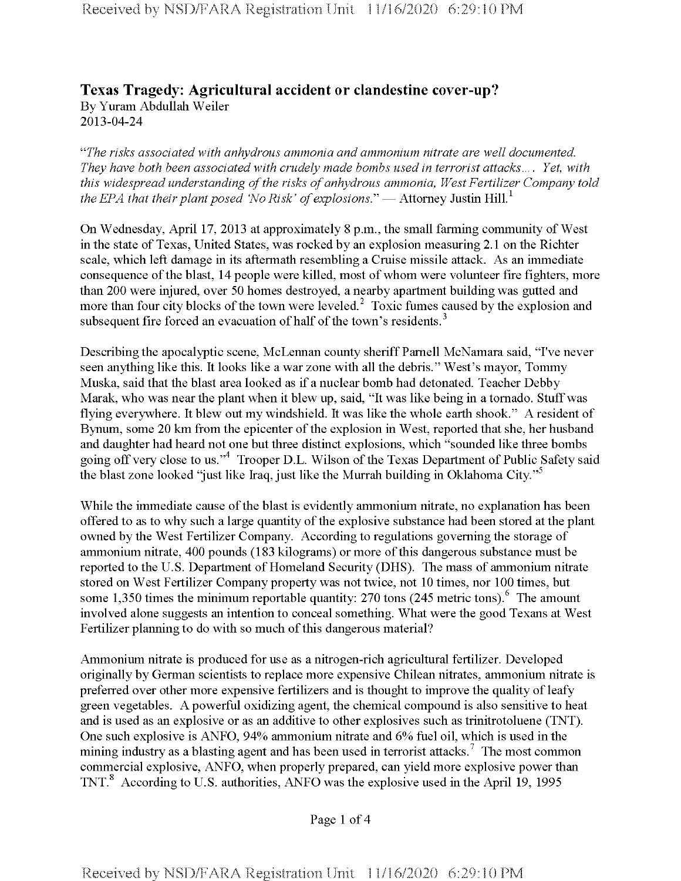# Texas Tragedy: Agricultural accident or clandestine cover-up?

By Yuram Abdullah Weiler
2013-04-24

*"The risks associated with anhydrous ammonia and ammonium nitrate are well documented. They have both been associated with crudely made bombs used in terrorist attacks.... Yet, with this widespread understanding of the risks of anhydrous ammonia, West Fertilizer Company told the EPA that their plant posed 'No Risk' of explosions."* — Attorney Justin Hill.[1]

On Wednesday, April 17, 2013 at approximately 8 p.m., the small farming community of West in the state of Texas, United States, was rocked by an explosion measuring 2.1 on the Richter scale, which left damage in its aftermath resembling a Cruise missile attack. As an immediate consequence of the blast, 14 people were killed, most of whom were volunteer fire fighters, more than 200 were injured, over 50 homes destroyed, a nearby apartment building was gutted and more than four city blocks of the town were leveled.[2] Toxic fumes caused by the explosion and subsequent fire forced an evacuation of half of the town's residents.[3]

Describing the apocalyptic scene, McLennan county sheriff Parnell McNamara said, "I've never seen anything like this. It looks like a war zone with all the debris." West's mayor, Tommy Muska, said that the blast area looked as if a nuclear bomb had detonated. Teacher Debby Marak, who was near the plant when it blew up, said, "It was like being in a tornado. Stuff was flying everywhere. It blew out my windshield. It was like the whole earth shook." A resident of Bynum, some 20 km from the epicenter of the explosion in West, reported that she, her husband and daughter had heard not one but three distinct explosions, which "sounded like three bombs going off very close to us."[4] Trooper D.L. Wilson of the Texas Department of Public Safety said the blast zone looked "just like Iraq, just like the Murrah building in Oklahoma City."[5]

While the immediate cause of the blast is evidently ammonium nitrate, no explanation has been offered to as to why such a large quantity of the explosive substance had been stored at the plant owned by the West Fertilizer Company. According to regulations governing the storage of ammonium nitrate, 400 pounds (183 kilograms) or more of this dangerous substance must be reported to the U.S. Department of Homeland Security (DHS). The mass of ammonium nitrate stored on West Fertilizer Company property was not twice, not 10 times, nor 100 times, but some 1,350 times the minimum reportable quantity: 270 tons (245 metric tons).[6] The amount involved alone suggests an intention to conceal something. What were the good Texans at West Fertilizer planning to do with so much of this dangerous material?

Ammonium nitrate is produced for use as a nitrogen-rich agricultural fertilizer. Developed originally by German scientists to replace more expensive Chilean nitrates, ammonium nitrate is preferred over other more expensive fertilizers and is thought to improve the quality of leafy green vegetables. A powerful oxidizing agent, the chemical compound is also sensitive to heat and is used as an explosive or as an additive to other explosives such as trinitrotoluene (TNT). One such explosive is ANFO, 94% ammonium nitrate and 6% fuel oil, which is used in the mining industry as a blasting agent and has been used in terrorist attacks.[7] The most common commercial explosive, ANFO, when properly prepared, can yield more explosive power than TNT.[8] According to U.S. authorities, ANFO was the explosive used in the April 19, 1995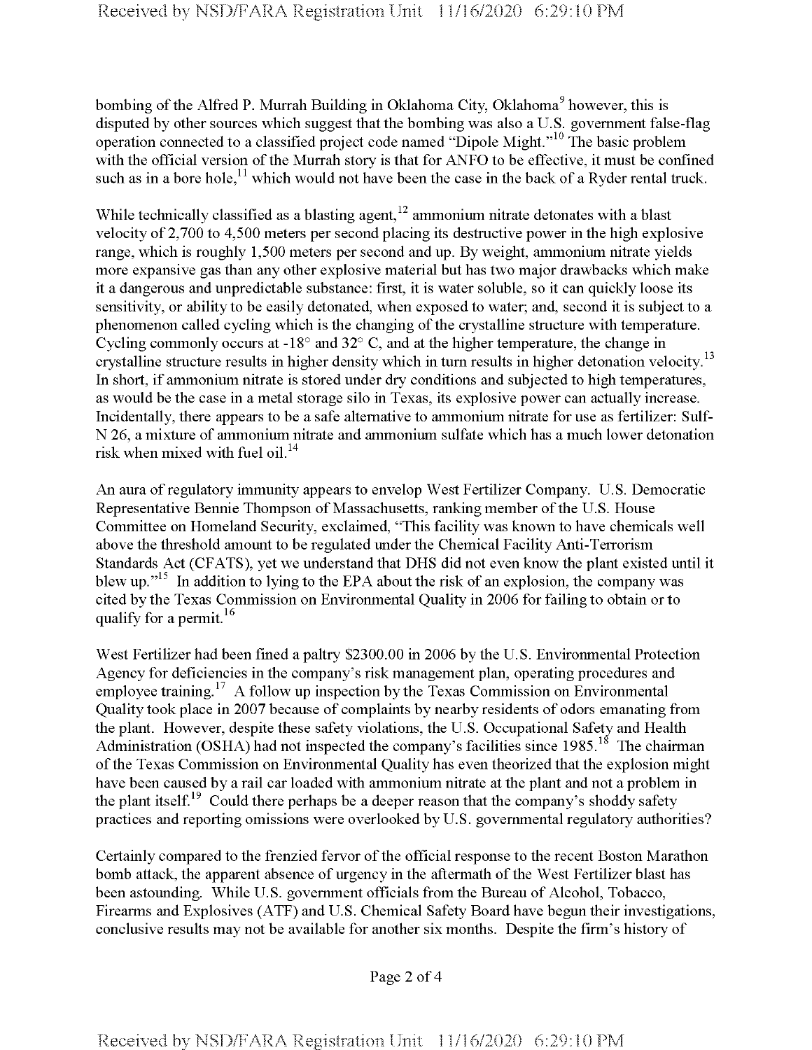bombing of the Alfred P. Murrah Building in Oklahoma City, Oklahoma[9] however, this is disputed by other sources which suggest that the bombing was also a U.S. government false-flag operation connected to a classified project code named "Dipole Might."[10] The basic problem with the official version of the Murrah story is that for ANFO to be effective, it must be confined such as in a bore hole,[11] which would not have been the case in the back of a Ryder rental truck.

While technically classified as a blasting agent,[12] ammonium nitrate detonates with a blast velocity of 2,700 to 4,500 meters per second placing its destructive power in the high explosive range, which is roughly 1,500 meters per second and up. By weight, ammonium nitrate yields more expansive gas than any other explosive material but has two major drawbacks which make it a dangerous and unpredictable substance: first, it is water soluble, so it can quickly loose its sensitivity, or ability to be easily detonated, when exposed to water; and, second it is subject to a phenomenon called cycling which is the changing of the crystalline structure with temperature. Cycling commonly occurs at -18° and 32° C, and at the higher temperature, the change in crystalline structure results in higher density which in turn results in higher detonation velocity.[13] In short, if ammonium nitrate is stored under dry conditions and subjected to high temperatures, as would be the case in a metal storage silo in Texas, its explosive power can actually increase. Incidentally, there appears to be a safe alternative to ammonium nitrate for use as fertilizer: Sulf-N 26, a mixture of ammonium nitrate and ammonium sulfate which has a much lower detonation risk when mixed with fuel oil.[14]

An aura of regulatory immunity appears to envelop West Fertilizer Company. U.S. Democratic Representative Bennie Thompson of Massachusetts, ranking member of the U.S. House Committee on Homeland Security, exclaimed, "This facility was known to have chemicals well above the threshold amount to be regulated under the Chemical Facility Anti-Terrorism Standards Act (CFATS), yet we understand that DHS did not even know the plant existed until it blew up."[15] In addition to lying to the EPA about the risk of an explosion, the company was cited by the Texas Commission on Environmental Quality in 2006 for failing to obtain or to qualify for a permit.[16]

West Fertilizer had been fined a paltry $2300.00 in 2006 by the U.S. Environmental Protection Agency for deficiencies in the company's risk management plan, operating procedures and employee training.[17] A follow up inspection by the Texas Commission on Environmental Quality took place in 2007 because of complaints by nearby residents of odors emanating from the plant. However, despite these safety violations, the U.S. Occupational Safety and Health Administration (OSHA) had not inspected the company's facilities since 1985.[18] The chairman of the Texas Commission on Environmental Quality has even theorized that the explosion might have been caused by a rail car loaded with ammonium nitrate at the plant and not a problem in the plant itself.[19] Could there perhaps be a deeper reason that the company's shoddy safety practices and reporting omissions were overlooked by U.S. governmental regulatory authorities?

Certainly compared to the frenzied fervor of the official response to the recent Boston Marathon bomb attack, the apparent absence of urgency in the aftermath of the West Fertilizer blast has been astounding. While U.S. government officials from the Bureau of Alcohol, Tobacco, Firearms and Explosives (ATF) and U.S. Chemical Safety Board have begun their investigations, conclusive results may not be available for another six months. Despite the firm's history of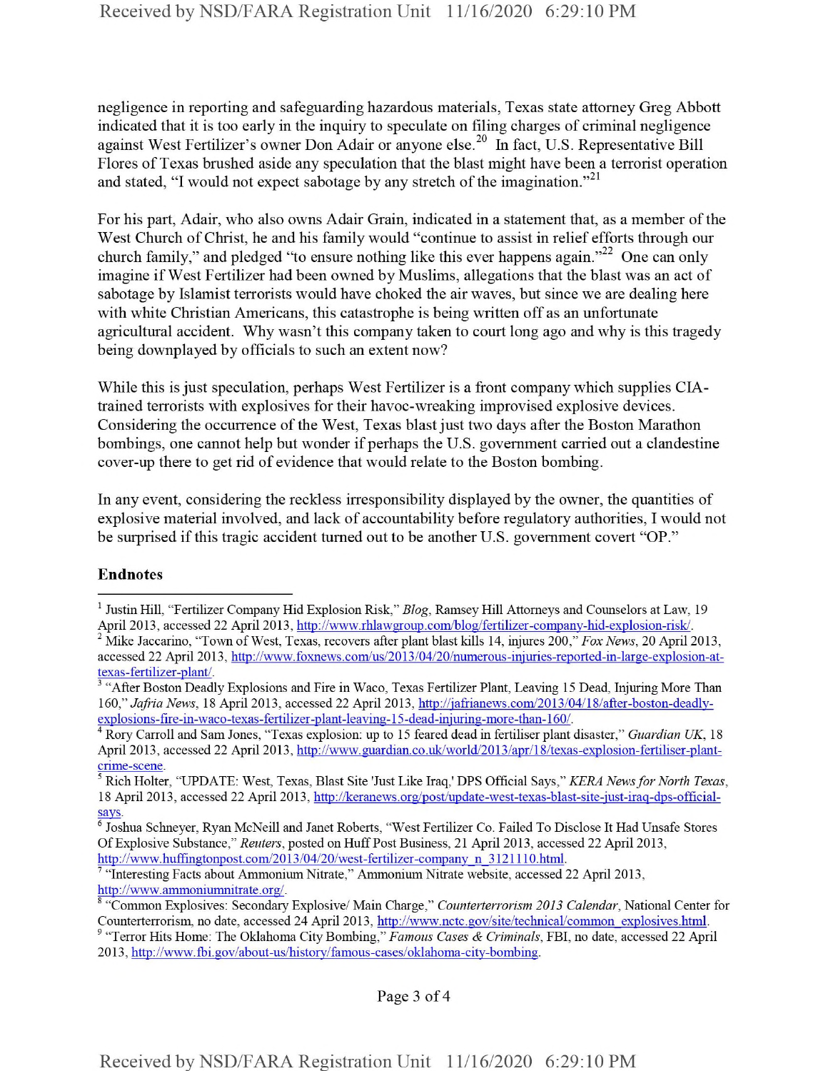negligence in reporting and safeguarding hazardous materials, Texas state attorney Greg Abbott indicated that it is too early in the inquiry to speculate on filing charges of criminal negligence against West Fertilizer's owner Don Adair or anyone else.[20] In fact, U.S. Representative Bill Flores of Texas brushed aside any speculation that the blast might have been a terrorist operation and stated, "I would not expect sabotage by any stretch of the imagination."[21]

For his part, Adair, who also owns Adair Grain, indicated in a statement that, as a member of the West Church of Christ, he and his family would "continue to assist in relief efforts through our church family," and pledged "to ensure nothing like this ever happens again."[22] One can only imagine if West Fertilizer had been owned by Muslims, allegations that the blast was an act of sabotage by Islamist terrorists would have choked the air waves, but since we are dealing here with white Christian Americans, this catastrophe is being written off as an unfortunate agricultural accident. Why wasn't this company taken to court long ago and why is this tragedy being downplayed by officials to such an extent now?

While this is just speculation, perhaps West Fertilizer is a front company which supplies CIA-trained terrorists with explosives for their havoc-wreaking improvised explosive devices. Considering the occurrence of the West, Texas blast just two days after the Boston Marathon bombings, one cannot help but wonder if perhaps the U.S. government carried out a clandestine cover-up there to get rid of evidence that would relate to the Boston bombing.

In any event, considering the reckless irresponsibility displayed by the owner, the quantities of explosive material involved, and lack of accountability before regulatory authorities, I would not be surprised if this tragic accident turned out to be another U.S. government covert "OP."

### Endnotes

[1] Justin Hill, "Fertilizer Company Hid Explosion Risk," *Blog*, Ramsey Hill Attorneys and Counselors at Law, 19 April 2013, accessed 22 April 2013, http://www.rhlawgroup.com/blog/fertilizer-company-hid-explosion-risk/.

[2] Mike Jaccarino, "Town of West, Texas, recovers after plant blast kills 14, injures 200," *Fox News*, 20 April 2013, accessed 22 April 2013, http://www.foxnews.com/us/2013/04/20/numerous-injuries-reported-in-large-explosion-at-texas-fertilizer-plant/.

[3] "After Boston Deadly Explosions and Fire in Waco, Texas Fertilizer Plant, Leaving 15 Dead, Injuring More Than 160," *Jafria News*, 18 April 2013, accessed 22 April 2013, http://jafrianews.com/2013/04/18/after-boston-deadly-explosions-fire-in-waco-texas-fertilizer-plant-leaving-15-dead-injuring-more-than-160/.

[4] Rory Carroll and Sam Jones, "Texas explosion: up to 15 feared dead in fertiliser plant disaster," *Guardian UK*, 18 April 2013, accessed 22 April 2013, http://www.guardian.co.uk/world/2013/apr/18/texas-explosion-fertiliser-plant-crime-scene.

[5] Rich Holter, "UPDATE: West, Texas, Blast Site 'Just Like Iraq,' DPS Official Says," *KERA News for North Texas*, 18 April 2013, accessed 22 April 2013, http://keranews.org/post/update-west-texas-blast-site-just-iraq-official-says.

[6] Joshua Schneyer, Ryan McNeill and Janet Roberts, "West Fertilizer Co. Failed To Disclose It Had Unsafe Stores Of Explosive Substance," *Reuters*, posted on Huff Post Business, 21 April 2013, accessed 22 April 2013, http://www.huffingtonpost.com/2013/04/20/west-fertilizer-company_n_3121110.html.

[7] "Interesting Facts about Ammonium Nitrate," Ammonium Nitrate website, accessed 22 April 2013, http://www.ammoniumnitrate.org/.

[8] "Common Explosives: Secondary Explosive/ Main Charge," *Counterterrorism 2013 Calendar*, National Center for Counterterrorism, no date, accessed 24 April 2013, http://www.nctc.gov/site/technical/common_explosives.html.

[9] "Terror Hits Home: The Oklahoma City Bombing," *Famous Cases & Criminals*, FBI, no date, accessed 22 April 2013, http://www.fbi.gov/about-us/history/famous-cases/oklahoma-city-bombing.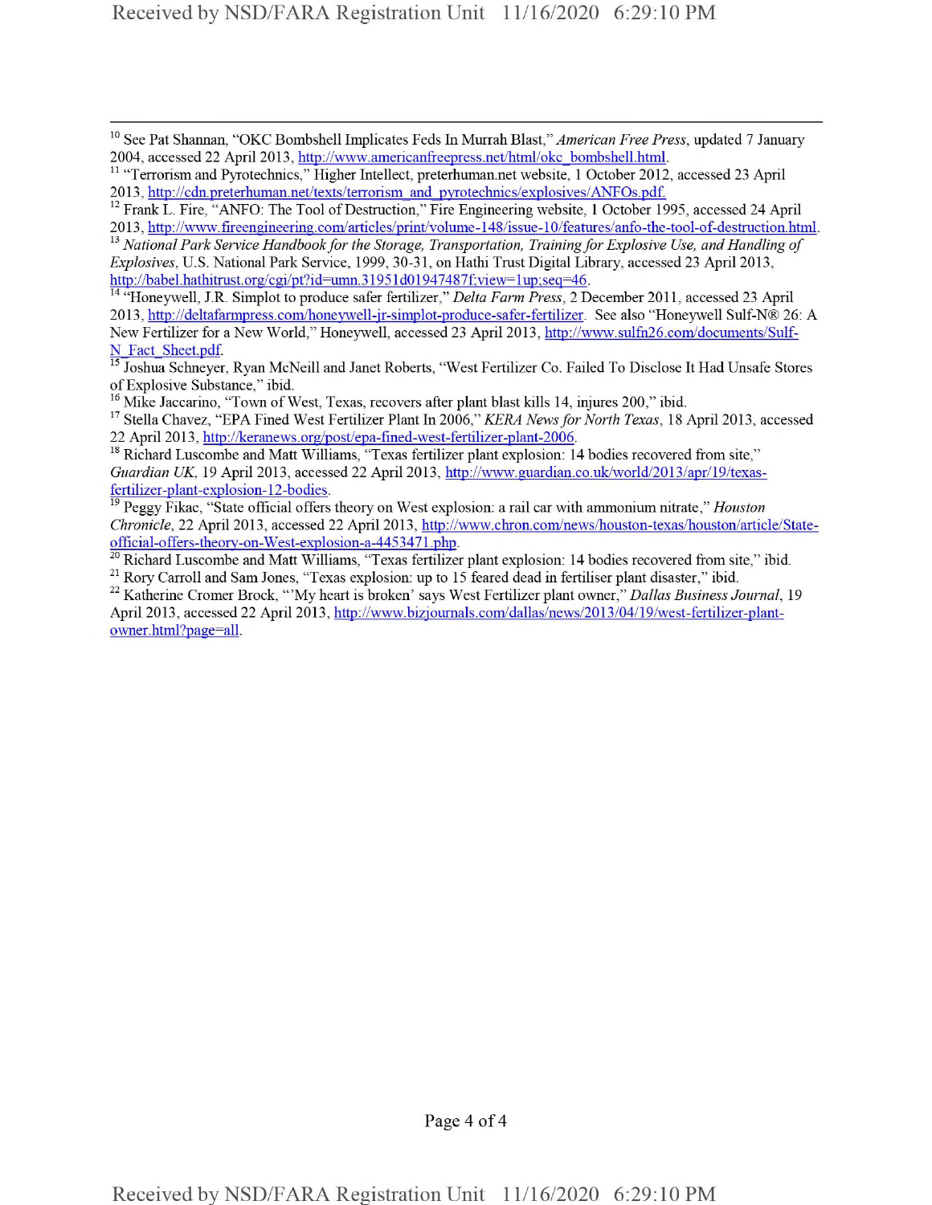[10] See Pat Shannan, "OKC Bombshell Implicates Feds In Murrah Blast," *American Free Press*, updated 7 January 2004, accessed 22 April 2013, http://www.americanfreepress.net/html/okc_bombshell.html.

[11] "Terrorism and Pyrotechnics," Higher Intellect, preterhuman.net website, 1 October 2012, accessed 23 April 2013, http://cdn.preterhuman.net/texts/terrorism_and_pyrotechnics/explosives/ANFOs.pdf.

[12] Frank L. Fire, "ANFO: The Tool of Destruction," Fire Engineering website, 1 October 1995, accessed 24 April 2013, http://www.fireengineering.com/articles/print/volume-148/issue-10/features/anfo-the-tool-of-destruction.html.

[13] *National Park Service Handbook for the Storage, Transportation, Training for Explosive Use, and Handling of Explosives*, U.S. National Park Service, 1999, 30-31, on Hathi Trust Digital Library, accessed 23 April 2013, http://babel.hathitrust.org/cgi/pt?id=umn.31951d01947487f;view=1up;seq=46.

[14] "Honeywell, J.R. Simplot to produce safer fertilizer," *Delta Farm Press*, 2 December 2011, accessed 23 April 2013, http://deltafarmpress.com/honeywell-jr-simplot-produce-safer-fertilizer. See also "Honeywell Sulf-N® 26: A New Fertilizer for a New World," Honeywell, accessed 23 April 2013, http://www.sulfn26.com/documents/Sulf-N_Fact_Sheet.pdf.

[15] Joshua Schneyer, Ryan McNeill and Janet Roberts, "West Fertilizer Co. Failed To Disclose It Had Unsafe Stores of Explosive Substance," ibid.

[16] Mike Jaccarino, "Town of West, Texas, recovers after plant blast kills 14, injures 200," ibid.

[17] Stella Chavez, "EPA Fined West Fertilizer Plant In 2006," *KERA News for North Texas*, 18 April 2013, accessed 22 April 2013, http://keranews.org/post/epa-fined-west-fertilizer-plant-2006.

[18] Richard Luscombe and Matt Williams, "Texas fertilizer plant explosion: 14 bodies recovered from site," *Guardian UK*, 19 April 2013, accessed 22 April 2013, http://www.guardian.co.uk/world/2013/apr/19/texas-fertilizer-plant-explosion-12-bodies.

[19] Peggy Fikac, "State official offers theory on West explosion: a rail car with ammonium nitrate," *Houston Chronicle*, 22 April 2013, accessed 22 April 2013, http://www.chron.com/news/houston-texas/houston/article/State-official-offers-theory-on-West-explosion-a-4453471.php.

[20] Richard Luscombe and Matt Williams, "Texas fertilizer plant explosion: 14 bodies recovered from site," ibid.

[21] Rory Carroll and Sam Jones, "Texas explosion: up to 15 feared dead in fertiliser plant disaster," ibid.

[22] Katherine Cromer Brock, "'My heart is broken' says West Fertilizer plant owner," *Dallas Business Journal*, 19 April 2013, accessed 22 April 2013, http://www.bizjournals.com/dallas/news/2013/04/19/west-fertilizer-plant-owner.html?page=all.